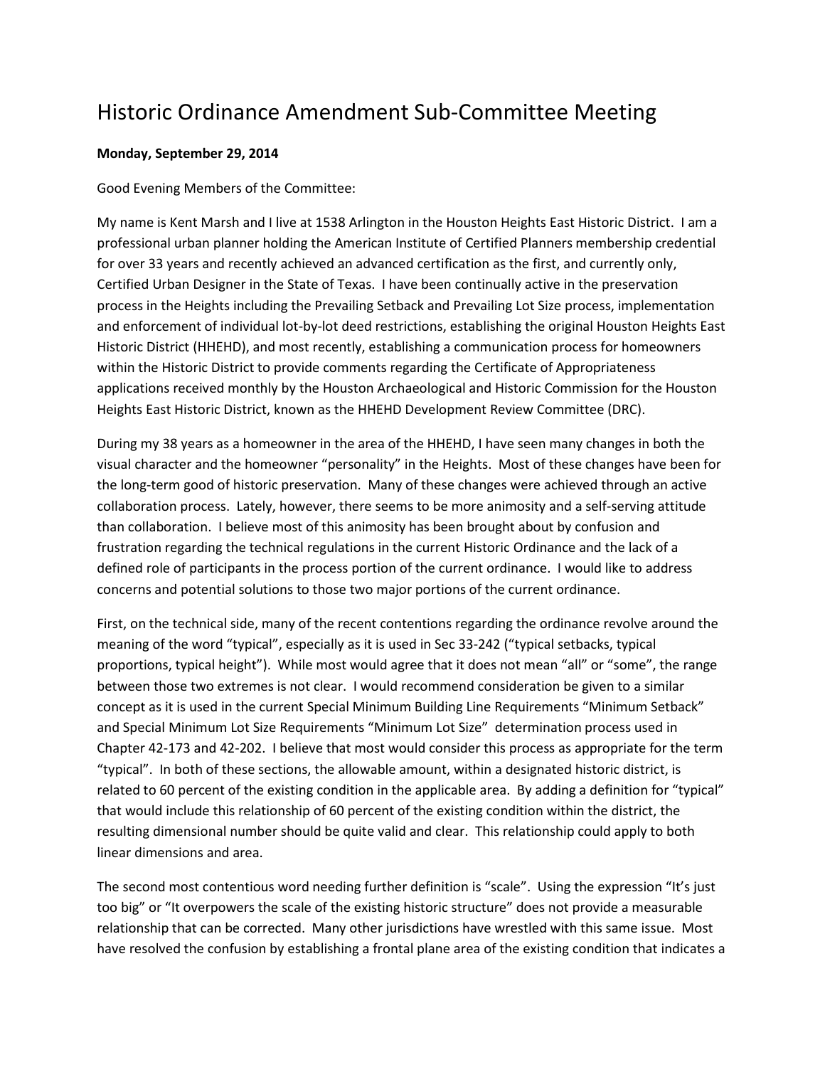# Historic Ordinance Amendment Sub-Committee Meeting

**Monday, September 29, 2014**

Good Evening Members of the Committee:

My name is Kent Marsh and I live at 1538 Arlington in the Houston Heights East Historic District. I am a professional urban planner holding the American Institute of Certified Planners membership credential for over 33 years and recently achieved an advanced certification as the first, and currently only, Certified Urban Designer in the State of Texas. I have been continually active in the preservation process in the Heights including the Prevailing Setback and Prevailing Lot Size process, implementation and enforcement of individual lot-by-lot deed restrictions, establishing the original Houston Heights East Historic District (HHEHD), and most recently, establishing a communication process for homeowners within the Historic District to provide comments regarding the Certificate of Appropriateness applications received monthly by the Houston Archaeological and Historic Commission for the Houston Heights East Historic District, known as the HHEHD Development Review Committee (DRC).

During my 38 years as a homeowner in the area of the HHEHD, I have seen many changes in both the visual character and the homeowner "personality" in the Heights. Most of these changes have been for the long-term good of historic preservation. Many of these changes were achieved through an active collaboration process. Lately, however, there seems to be more animosity and a self-serving attitude than collaboration. I believe most of this animosity has been brought about by confusion and frustration regarding the technical regulations in the current Historic Ordinance and the lack of a defined role of participants in the process portion of the current ordinance. I would like to address concerns and potential solutions to those two major portions of the current ordinance.

First, on the technical side, many of the recent contentions regarding the ordinance revolve around the meaning of the word "typical", especially as it is used in Sec 33-242 ("typical setbacks, typical proportions, typical height"). While most would agree that it does not mean "all" or "some", the range between those two extremes is not clear. I would recommend consideration be given to a similar concept as it is used in the current Special Minimum Building Line Requirements "Minimum Setback" and Special Minimum Lot Size Requirements "Minimum Lot Size" determination process used in Chapter 42-173 and 42-202. I believe that most would consider this process as appropriate for the term "typical". In both of these sections, the allowable amount, within a designated historic district, is related to 60 percent of the existing condition in the applicable area. By adding a definition for "typical" that would include this relationship of 60 percent of the existing condition within the district, the resulting dimensional number should be quite valid and clear. This relationship could apply to both linear dimensions and area.

The second most contentious word needing further definition is "scale". Using the expression "It's just too big" or "It overpowers the scale of the existing historic structure" does not provide a measurable relationship that can be corrected. Many other jurisdictions have wrestled with this same issue. Most have resolved the confusion by establishing a frontal plane area of the existing condition that indicates a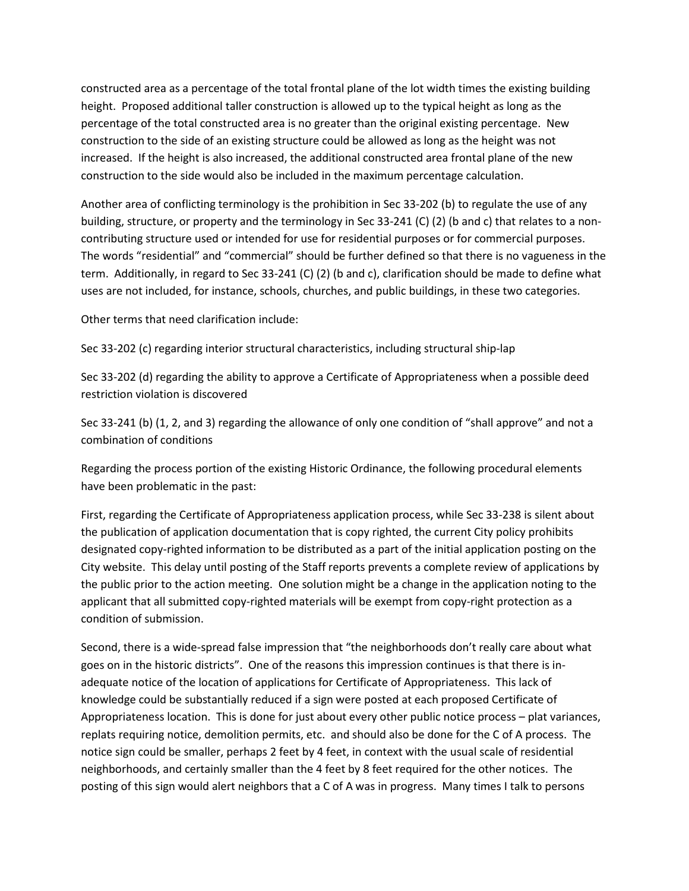constructed area as a percentage of the total frontal plane of the lot width times the existing building height. Proposed additional taller construction is allowed up to the typical height as long as the percentage of the total constructed area is no greater than the original existing percentage. New construction to the side of an existing structure could be allowed as long as the height was not increased. If the height is also increased, the additional constructed area frontal plane of the new construction to the side would also be included in the maximum percentage calculation.

Another area of conflicting terminology is the prohibition in Sec 33-202 (b) to regulate the use of any building, structure, or property and the terminology in Sec 33-241 (C) (2) (b and c) that relates to a non-contributing structure used or intended for use for residential purposes or for commercial purposes. The words "residential" and "commercial" should be further defined so that there is no vagueness in the term. Additionally, in regard to Sec 33-241 (C) (2) (b and c), clarification should be made to define what uses are not included, for instance, schools, churches, and public buildings, in these two categories.

Other terms that need clarification include:

Sec 33-202 (c) regarding interior structural characteristics, including structural ship-lap

Sec 33-202 (d) regarding the ability to approve a Certificate of Appropriateness when a possible deed restriction violation is discovered

Sec 33-241 (b) (1, 2, and 3) regarding the allowance of only one condition of "shall approve" and not a combination of conditions

Regarding the process portion of the existing Historic Ordinance, the following procedural elements have been problematic in the past:

First, regarding the Certificate of Appropriateness application process, while Sec 33-238 is silent about the publication of application documentation that is copy righted, the current City policy prohibits designated copy-righted information to be distributed as a part of the initial application posting on the City website. This delay until posting of the Staff reports prevents a complete review of applications by the public prior to the action meeting. One solution might be a change in the application noting to the applicant that all submitted copy-righted materials will be exempt from copy-right protection as a condition of submission.

Second, there is a wide-spread false impression that "the neighborhoods don't really care about what goes on in the historic districts". One of the reasons this impression continues is that there is in-adequate notice of the location of applications for Certificate of Appropriateness. This lack of knowledge could be substantially reduced if a sign were posted at each proposed Certificate of Appropriateness location. This is done for just about every other public notice process – plat variances, replats requiring notice, demolition permits, etc. and should also be done for the C of A process. The notice sign could be smaller, perhaps 2 feet by 4 feet, in context with the usual scale of residential neighborhoods, and certainly smaller than the 4 feet by 8 feet required for the other notices. The posting of this sign would alert neighbors that a C of A was in progress. Many times I talk to persons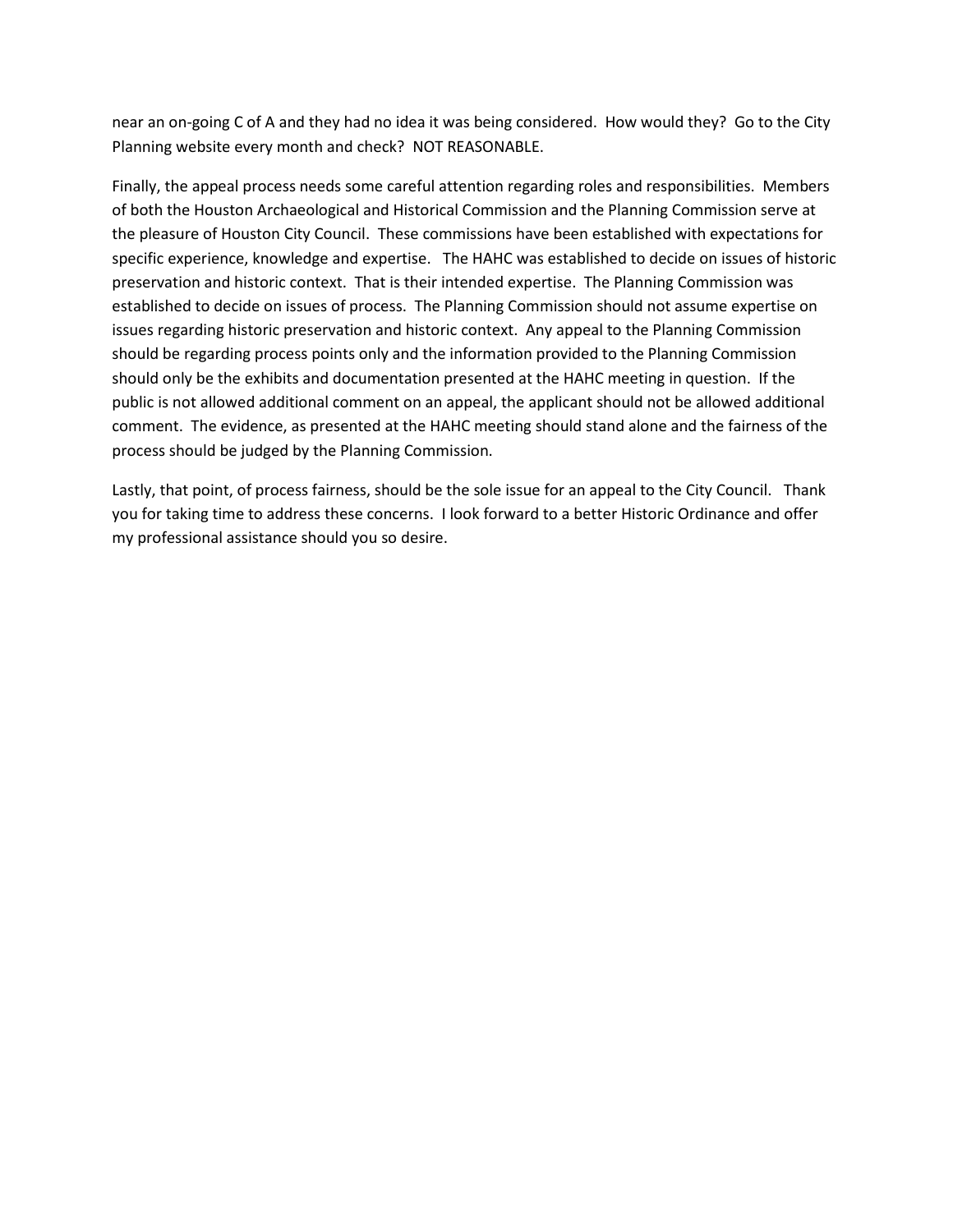near an on-going C of A and they had no idea it was being considered. How would they? Go to the City Planning website every month and check? NOT REASONABLE.

Finally, the appeal process needs some careful attention regarding roles and responsibilities. Members of both the Houston Archaeological and Historical Commission and the Planning Commission serve at the pleasure of Houston City Council. These commissions have been established with expectations for specific experience, knowledge and expertise. The HAHC was established to decide on issues of historic preservation and historic context. That is their intended expertise. The Planning Commission was established to decide on issues of process. The Planning Commission should not assume expertise on issues regarding historic preservation and historic context. Any appeal to the Planning Commission should be regarding process points only and the information provided to the Planning Commission should only be the exhibits and documentation presented at the HAHC meeting in question. If the public is not allowed additional comment on an appeal, the applicant should not be allowed additional comment. The evidence, as presented at the HAHC meeting should stand alone and the fairness of the process should be judged by the Planning Commission.

Lastly, that point, of process fairness, should be the sole issue for an appeal to the City Council. Thank you for taking time to address these concerns. I look forward to a better Historic Ordinance and offer my professional assistance should you so desire.